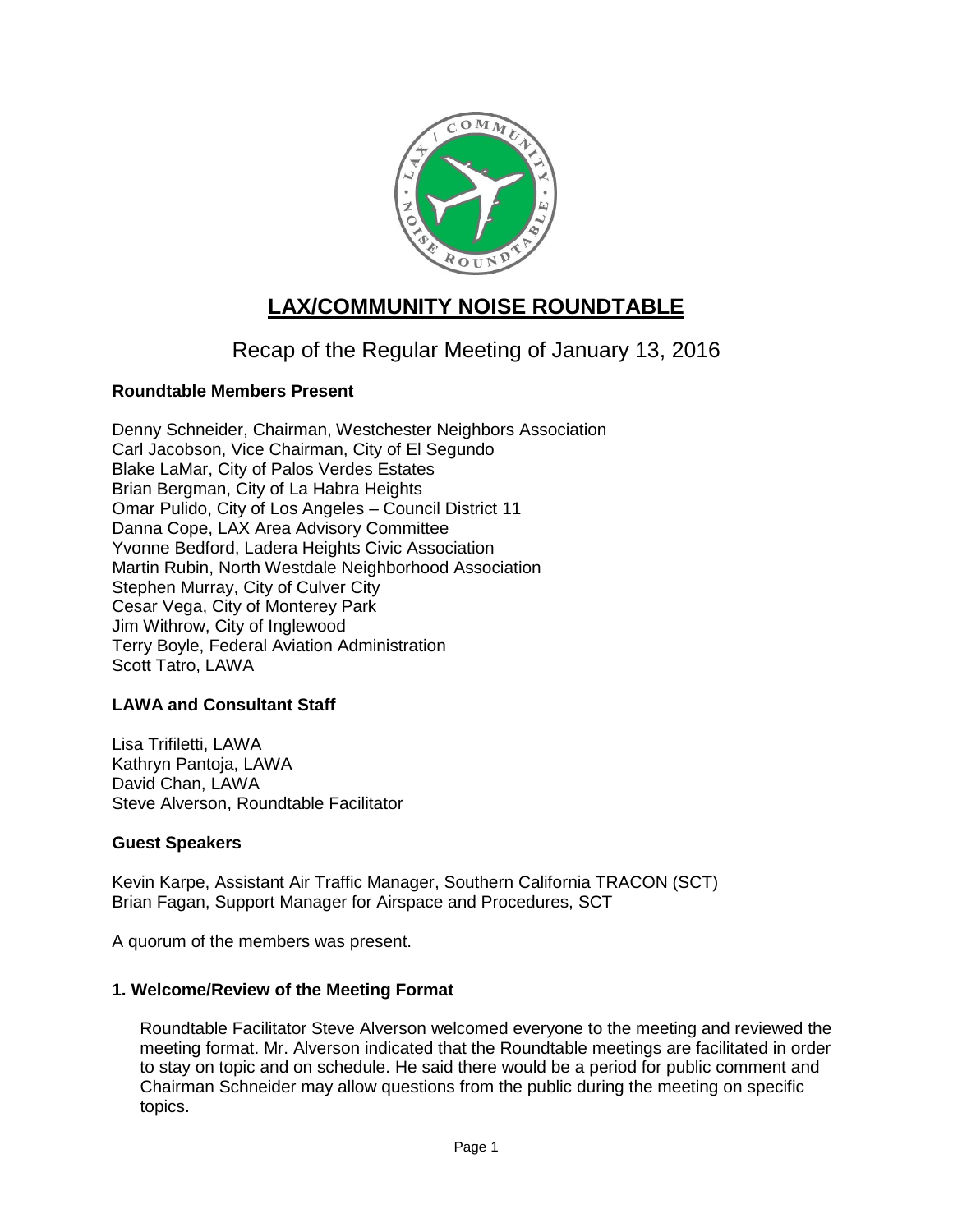# LAX/COMMUNITY NOISE ROUNDTABLE

## Recap of the Regular Meeting of January 13, 2016

### Roundtable Members Present

Denny Schneider, Chairman, Westchester Neighbors Association
Carl Jacobson, Vice Chairman, City of El Segundo
Blake LaMar, City of Palos Verdes Estates
Brian Bergman, City of La Habra Heights
Omar Pulido, City of Los Angeles – Council District 11
Danna Cope, LAX Area Advisory Committee
Yvonne Bedford, Ladera Heights Civic Association
Martin Rubin, North Westdale Neighborhood Association
Stephen Murray, City of Culver City
Cesar Vega, City of Monterey Park
Jim Withrow, City of Inglewood
Terry Boyle, Federal Aviation Administration
Scott Tatro, LAWA

### LAWA and Consultant Staff

Lisa Trifiletti, LAWA
Kathryn Pantoja, LAWA
David Chan, LAWA
Steve Alverson, Roundtable Facilitator

### Guest Speakers

Kevin Karpe, Assistant Air Traffic Manager, Southern California TRACON (SCT)
Brian Fagan, Support Manager for Airspace and Procedures, SCT

A quorum of the members was present.

### 1. Welcome/Review of the Meeting Format

Roundtable Facilitator Steve Alverson welcomed everyone to the meeting and reviewed the meeting format. Mr. Alverson indicated that the Roundtable meetings are facilitated in order to stay on topic and on schedule. He said there would be a period for public comment and Chairman Schneider may allow questions from the public during the meeting on specific topics.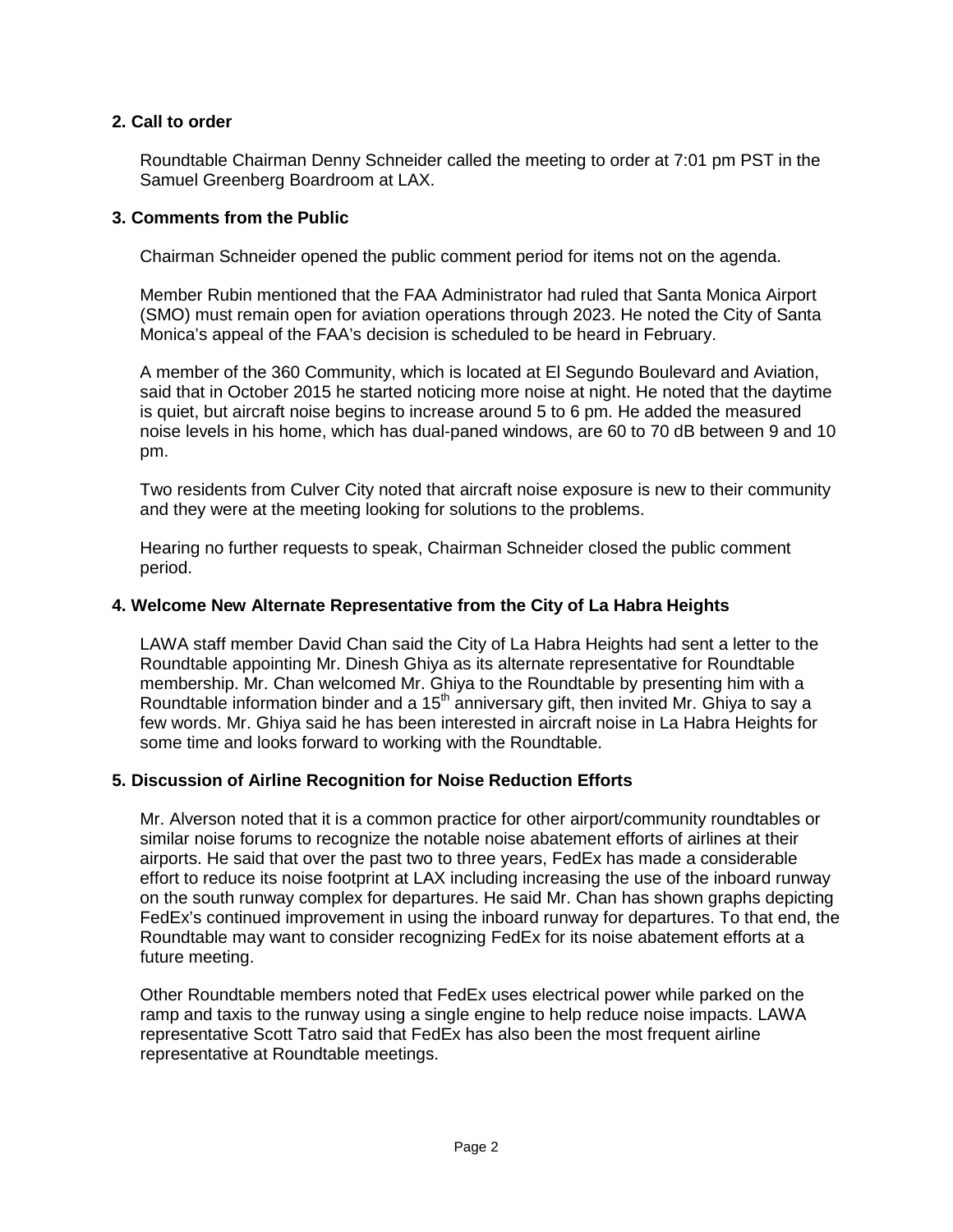## 2. Call to order

Roundtable Chairman Denny Schneider called the meeting to order at 7:01 pm PST in the Samuel Greenberg Boardroom at LAX.

## 3. Comments from the Public

Chairman Schneider opened the public comment period for items not on the agenda.

Member Rubin mentioned that the FAA Administrator had ruled that Santa Monica Airport (SMO) must remain open for aviation operations through 2023. He noted the City of Santa Monica's appeal of the FAA's decision is scheduled to be heard in February.

A member of the 360 Community, which is located at El Segundo Boulevard and Aviation, said that in October 2015 he started noticing more noise at night. He noted that the daytime is quiet, but aircraft noise begins to increase around 5 to 6 pm. He added the measured noise levels in his home, which has dual-paned windows, are 60 to 70 dB between 9 and 10 pm.

Two residents from Culver City noted that aircraft noise exposure is new to their community and they were at the meeting looking for solutions to the problems.

Hearing no further requests to speak, Chairman Schneider closed the public comment period.

## 4. Welcome New Alternate Representative from the City of La Habra Heights

LAWA staff member David Chan said the City of La Habra Heights had sent a letter to the Roundtable appointing Mr. Dinesh Ghiya as its alternate representative for Roundtable membership. Mr. Chan welcomed Mr. Ghiya to the Roundtable by presenting him with a Roundtable information binder and a 15th anniversary gift, then invited Mr. Ghiya to say a few words. Mr. Ghiya said he has been interested in aircraft noise in La Habra Heights for some time and looks forward to working with the Roundtable.

## 5. Discussion of Airline Recognition for Noise Reduction Efforts

Mr. Alverson noted that it is a common practice for other airport/community roundtables or similar noise forums to recognize the notable noise abatement efforts of airlines at their airports. He said that over the past two to three years, FedEx has made a considerable effort to reduce its noise footprint at LAX including increasing the use of the inboard runway on the south runway complex for departures. He said Mr. Chan has shown graphs depicting FedEx's continued improvement in using the inboard runway for departures. To that end, the Roundtable may want to consider recognizing FedEx for its noise abatement efforts at a future meeting.

Other Roundtable members noted that FedEx uses electrical power while parked on the ramp and taxis to the runway using a single engine to help reduce noise impacts. LAWA representative Scott Tatro said that FedEx has also been the most frequent airline representative at Roundtable meetings.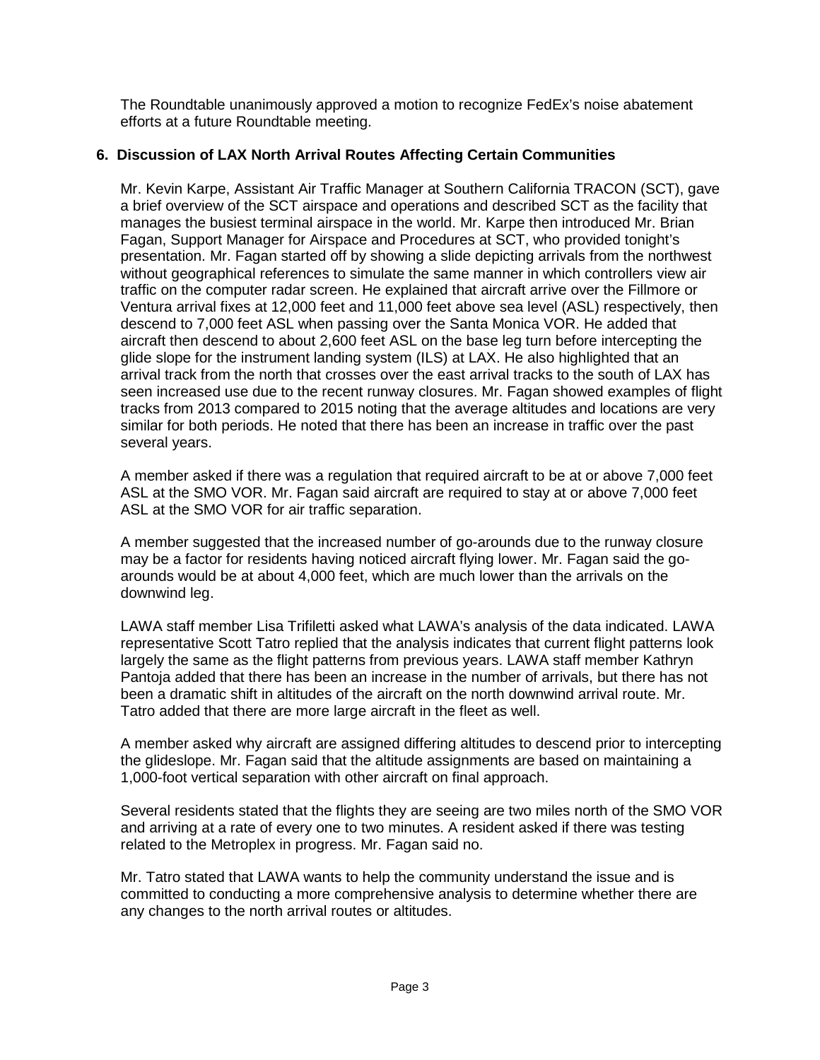The Roundtable unanimously approved a motion to recognize FedEx's noise abatement efforts at a future Roundtable meeting.

### 6. Discussion of LAX North Arrival Routes Affecting Certain Communities

Mr. Kevin Karpe, Assistant Air Traffic Manager at Southern California TRACON (SCT), gave a brief overview of the SCT airspace and operations and described SCT as the facility that manages the busiest terminal airspace in the world. Mr. Karpe then introduced Mr. Brian Fagan, Support Manager for Airspace and Procedures at SCT, who provided tonight's presentation. Mr. Fagan started off by showing a slide depicting arrivals from the northwest without geographical references to simulate the same manner in which controllers view air traffic on the computer radar screen. He explained that aircraft arrive over the Fillmore or Ventura arrival fixes at 12,000 feet and 11,000 feet above sea level (ASL) respectively, then descend to 7,000 feet ASL when passing over the Santa Monica VOR. He added that aircraft then descend to about 2,600 feet ASL on the base leg turn before intercepting the glide slope for the instrument landing system (ILS) at LAX. He also highlighted that an arrival track from the north that crosses over the east arrival tracks to the south of LAX has seen increased use due to the recent runway closures. Mr. Fagan showed examples of flight tracks from 2013 compared to 2015 noting that the average altitudes and locations are very similar for both periods. He noted that there has been an increase in traffic over the past several years.

A member asked if there was a regulation that required aircraft to be at or above 7,000 feet ASL at the SMO VOR. Mr. Fagan said aircraft are required to stay at or above 7,000 feet ASL at the SMO VOR for air traffic separation.

A member suggested that the increased number of go-arounds due to the runway closure may be a factor for residents having noticed aircraft flying lower. Mr. Fagan said the go-arounds would be at about 4,000 feet, which are much lower than the arrivals on the downwind leg.

LAWA staff member Lisa Trifiletti asked what LAWA's analysis of the data indicated. LAWA representative Scott Tatro replied that the analysis indicates that current flight patterns look largely the same as the flight patterns from previous years. LAWA staff member Kathryn Pantoja added that there has been an increase in the number of arrivals, but there has not been a dramatic shift in altitudes of the aircraft on the north downwind arrival route. Mr. Tatro added that there are more large aircraft in the fleet as well.

A member asked why aircraft are assigned differing altitudes to descend prior to intercepting the glideslope. Mr. Fagan said that the altitude assignments are based on maintaining a 1,000-foot vertical separation with other aircraft on final approach.

Several residents stated that the flights they are seeing are two miles north of the SMO VOR and arriving at a rate of every one to two minutes. A resident asked if there was testing related to the Metroplex in progress. Mr. Fagan said no.

Mr. Tatro stated that LAWA wants to help the community understand the issue and is committed to conducting a more comprehensive analysis to determine whether there are any changes to the north arrival routes or altitudes.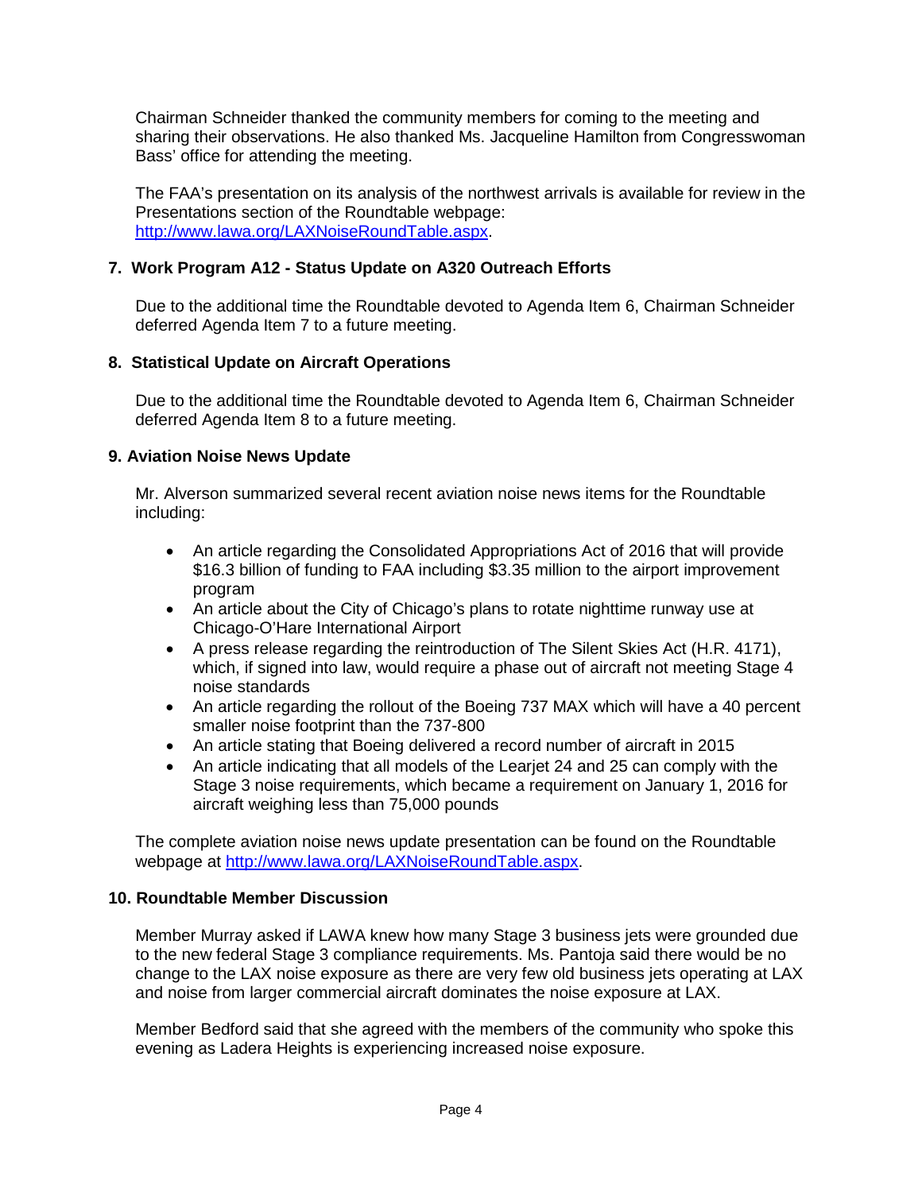Chairman Schneider thanked the community members for coming to the meeting and sharing their observations. He also thanked Ms. Jacqueline Hamilton from Congresswoman Bass' office for attending the meeting.

The FAA's presentation on its analysis of the northwest arrivals is available for review in the Presentations section of the Roundtable webpage: http://www.lawa.org/LAXNoiseRoundTable.aspx.

## 7. Work Program A12 - Status Update on A320 Outreach Efforts

Due to the additional time the Roundtable devoted to Agenda Item 6, Chairman Schneider deferred Agenda Item 7 to a future meeting.

## 8. Statistical Update on Aircraft Operations

Due to the additional time the Roundtable devoted to Agenda Item 6, Chairman Schneider deferred Agenda Item 8 to a future meeting.

## 9. Aviation Noise News Update

Mr. Alverson summarized several recent aviation noise news items for the Roundtable including:

- An article regarding the Consolidated Appropriations Act of 2016 that will provide $16.3 billion of funding to FAA including $3.35 million to the airport improvement program
- An article about the City of Chicago's plans to rotate nighttime runway use at Chicago-O'Hare International Airport
- A press release regarding the reintroduction of The Silent Skies Act (H.R. 4171), which, if signed into law, would require a phase out of aircraft not meeting Stage 4 noise standards
- An article regarding the rollout of the Boeing 737 MAX which will have a 40 percent smaller noise footprint than the 737-800
- An article stating that Boeing delivered a record number of aircraft in 2015
- An article indicating that all models of the Learjet 24 and 25 can comply with the Stage 3 noise requirements, which became a requirement on January 1, 2016 for aircraft weighing less than 75,000 pounds

The complete aviation noise news update presentation can be found on the Roundtable webpage at http://www.lawa.org/LAXNoiseRoundTable.aspx.

## 10. Roundtable Member Discussion

Member Murray asked if LAWA knew how many Stage 3 business jets were grounded due to the new federal Stage 3 compliance requirements. Ms. Pantoja said there would be no change to the LAX noise exposure as there are very few old business jets operating at LAX and noise from larger commercial aircraft dominates the noise exposure at LAX.

Member Bedford said that she agreed with the members of the community who spoke this evening as Ladera Heights is experiencing increased noise exposure.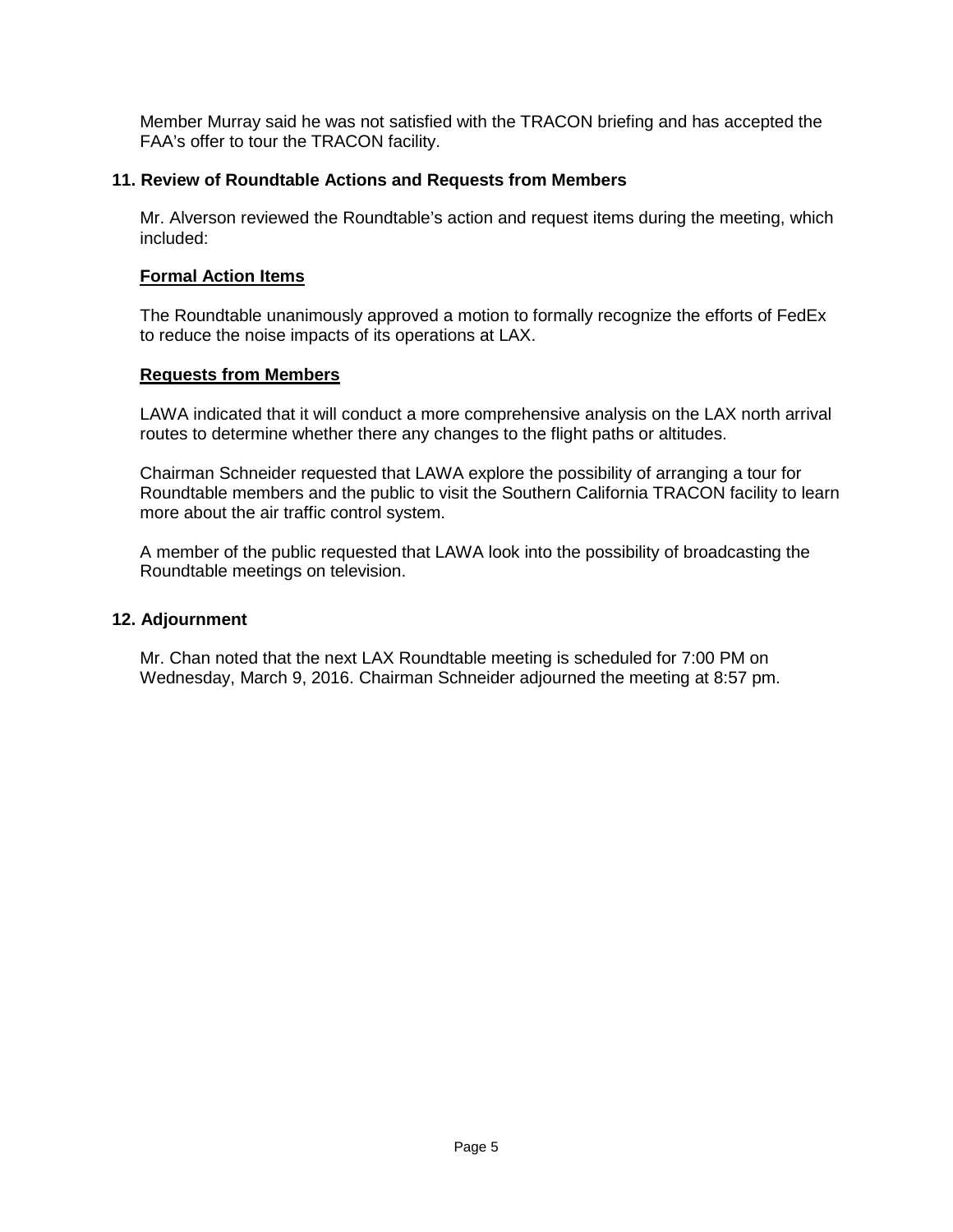Member Murray said he was not satisfied with the TRACON briefing and has accepted the FAA's offer to tour the TRACON facility.

## 11. Review of Roundtable Actions and Requests from Members

Mr. Alverson reviewed the Roundtable's action and request items during the meeting, which included:

### **Formal Action Items**

The Roundtable unanimously approved a motion to formally recognize the efforts of FedEx to reduce the noise impacts of its operations at LAX.

### **Requests from Members**

LAWA indicated that it will conduct a more comprehensive analysis on the LAX north arrival routes to determine whether there any changes to the flight paths or altitudes.

Chairman Schneider requested that LAWA explore the possibility of arranging a tour for Roundtable members and the public to visit the Southern California TRACON facility to learn more about the air traffic control system.

A member of the public requested that LAWA look into the possibility of broadcasting the Roundtable meetings on television.

## 12. Adjournment

Mr. Chan noted that the next LAX Roundtable meeting is scheduled for 7:00 PM on Wednesday, March 9, 2016. Chairman Schneider adjourned the meeting at 8:57 pm.